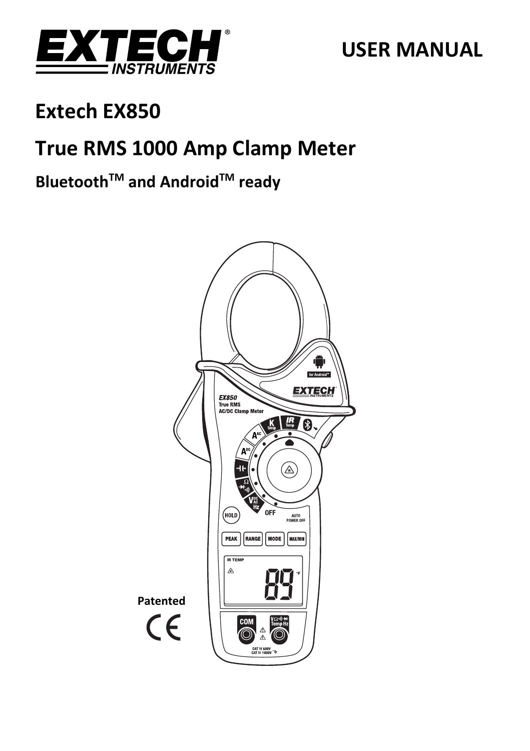# USER MANUAL

# Extech EX850

# True RMS 1000 Amp Clamp Meter

## Bluetooth™ and Android™ ready

Patented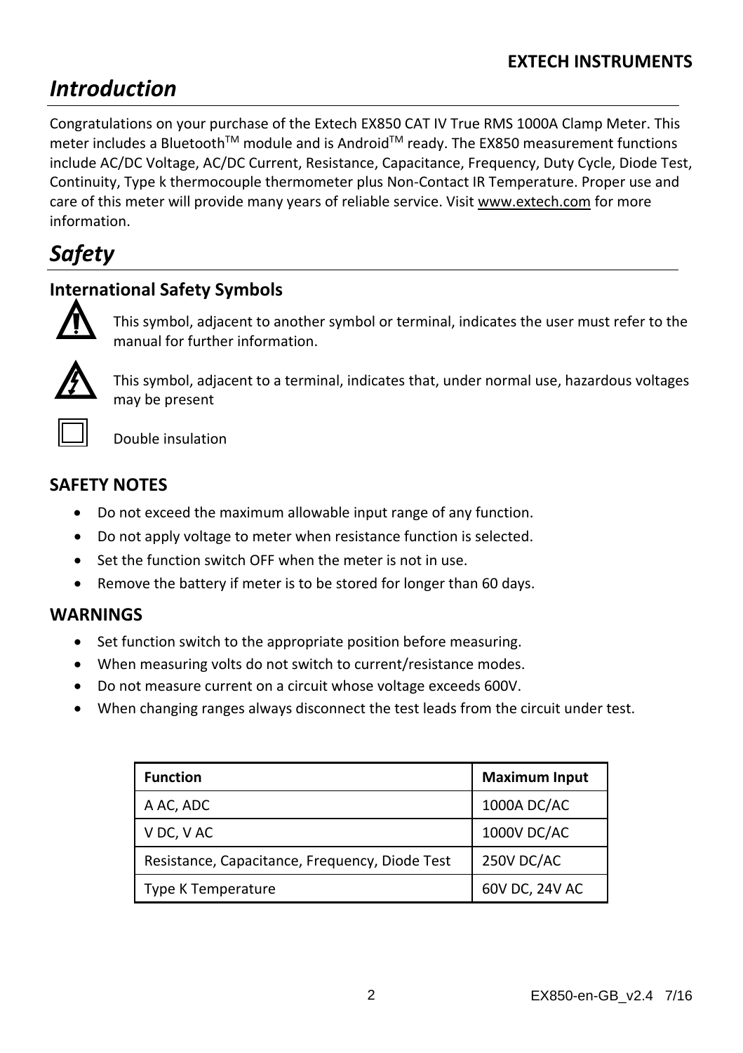# Introduction

Congratulations on your purchase of the Extech EX850 CAT IV True RMS 1000A Clamp Meter. This meter includes a Bluetooth™ module and is Android™ ready. The EX850 measurement functions include AC/DC Voltage, AC/DC Current, Resistance, Capacitance, Frequency, Duty Cycle, Diode Test, Continuity, Type k thermocouple thermometer plus Non-Contact IR Temperature. Proper use and care of this meter will provide many years of reliable service. Visit www.extech.com for more information.

# Safety

## International Safety Symbols

This symbol, adjacent to another symbol or terminal, indicates the user must refer to the manual for further information.

This symbol, adjacent to a terminal, indicates that, under normal use, hazardous voltages may be present

Double insulation

### SAFETY NOTES

- Do not exceed the maximum allowable input range of any function.
- Do not apply voltage to meter when resistance function is selected.
- Set the function switch OFF when the meter is not in use.
- Remove the battery if meter is to be stored for longer than 60 days.

### WARNINGS

- Set function switch to the appropriate position before measuring.
- When measuring volts do not switch to current/resistance modes.
- Do not measure current on a circuit whose voltage exceeds 600V.
- When changing ranges always disconnect the test leads from the circuit under test.

| Function | Maximum Input |
|---|---|
| A AC, ADC | 1000A DC/AC |
| V DC, V AC | 1000V DC/AC |
| Resistance, Capacitance, Frequency, Diode Test | 250V DC/AC |
| Type K Temperature | 60V DC, 24V AC |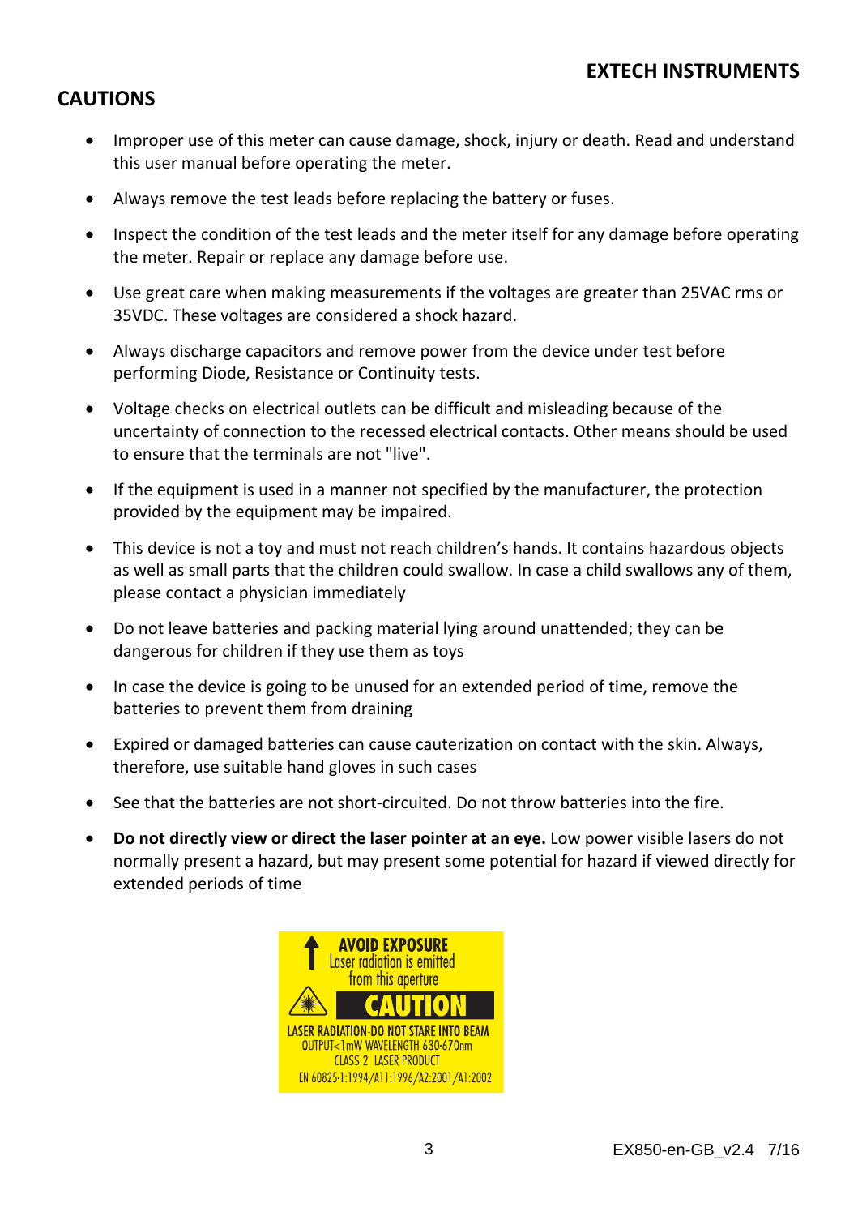## CAUTIONS

- Improper use of this meter can cause damage, shock, injury or death. Read and understand this user manual before operating the meter.
- Always remove the test leads before replacing the battery or fuses.
- Inspect the condition of the test leads and the meter itself for any damage before operating the meter. Repair or replace any damage before use.
- Use great care when making measurements if the voltages are greater than 25VAC rms or 35VDC. These voltages are considered a shock hazard.
- Always discharge capacitors and remove power from the device under test before performing Diode, Resistance or Continuity tests.
- Voltage checks on electrical outlets can be difficult and misleading because of the uncertainty of connection to the recessed electrical contacts. Other means should be used to ensure that the terminals are not "live".
- If the equipment is used in a manner not specified by the manufacturer, the protection provided by the equipment may be impaired.
- This device is not a toy and must not reach children's hands. It contains hazardous objects as well as small parts that the children could swallow. In case a child swallows any of them, please contact a physician immediately
- Do not leave batteries and packing material lying around unattended; they can be dangerous for children if they use them as toys
- In case the device is going to be unused for an extended period of time, remove the batteries to prevent them from draining
- Expired or damaged batteries can cause cauterization on contact with the skin. Always, therefore, use suitable hand gloves in such cases
- See that the batteries are not short-circuited. Do not throw batteries into the fire.
- **Do not directly view or direct the laser pointer at an eye.** Low power visible lasers do not normally present a hazard, but may present some potential for hazard if viewed directly for extended periods of time

AVOID EXPOSURE
Laser radiation is emitted from this aperture

CAUTION

LASER RADIATION-DO NOT STARE INTO BEAM
OUTPUT<1mW WAVELENGTH 630-670nm
CLASS 2 LASER PRODUCT
EN 60825-1:1994/A11:1996/A2:2001/A1:2002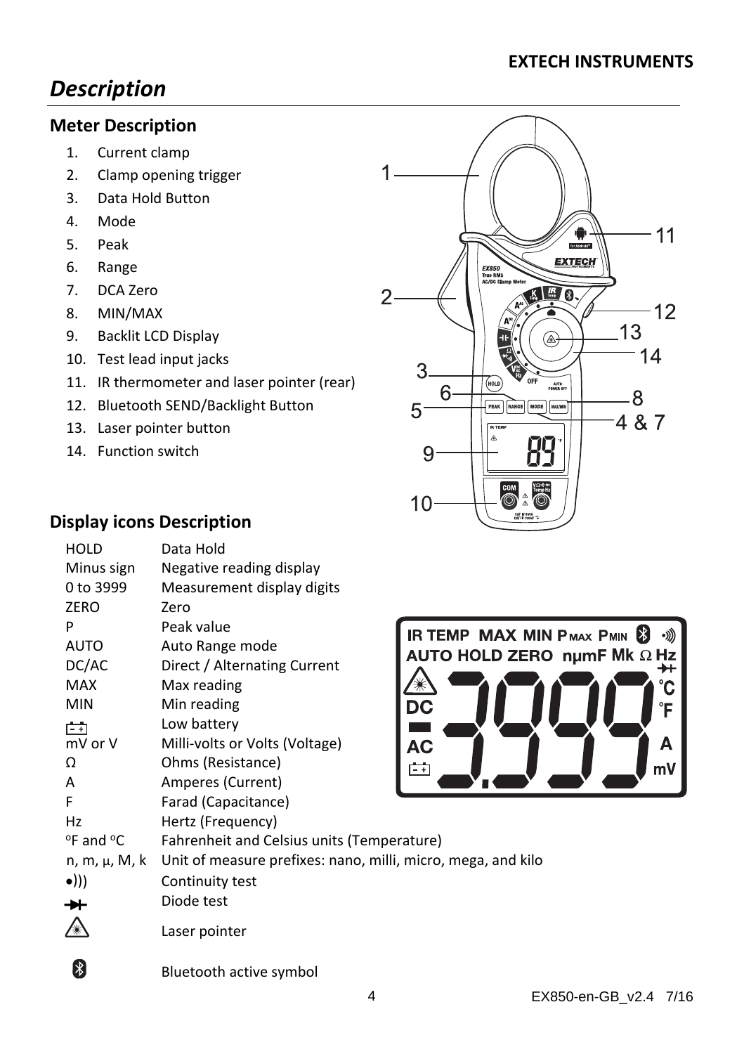# Description

## Meter Description

1. Current clamp
2. Clamp opening trigger
3. Data Hold Button
4. Mode
5. Peak
6. Range
7. DCA Zero
8. MIN/MAX
9. Backlit LCD Display
10. Test lead input jacks
11. IR thermometer and laser pointer (rear)
12. Bluetooth SEND/Backlight Button
13. Laser pointer button
14. Function switch

## Display icons Description

| | |
|---|---|
| HOLD | Data Hold |
| Minus sign | Negative reading display |
| 0 to 3999 | Measurement display digits |
| ZERO | Zero |
| P | Peak value |
| AUTO | Auto Range mode |
| DC/AC | Direct / Alternating Current |
| MAX | Max reading |
| MIN | Min reading |
| [battery icon] | Low battery |
| mV or V | Milli-volts or Volts (Voltage) |
| Ω | Ohms (Resistance) |
| A | Amperes (Current) |
| F | Farad (Capacitance) |
| Hz | Hertz (Frequency) |
| °F and °C | Fahrenheit and Celsius units (Temperature) |
| n, m, μ, M, k | Unit of measure prefixes: nano, milli, micro, mega, and kilo |
| •))) | Continuity test |
| ➔| | Diode test |
| [laser icon] | Laser pointer |
| [Bluetooth icon] | Bluetooth active symbol |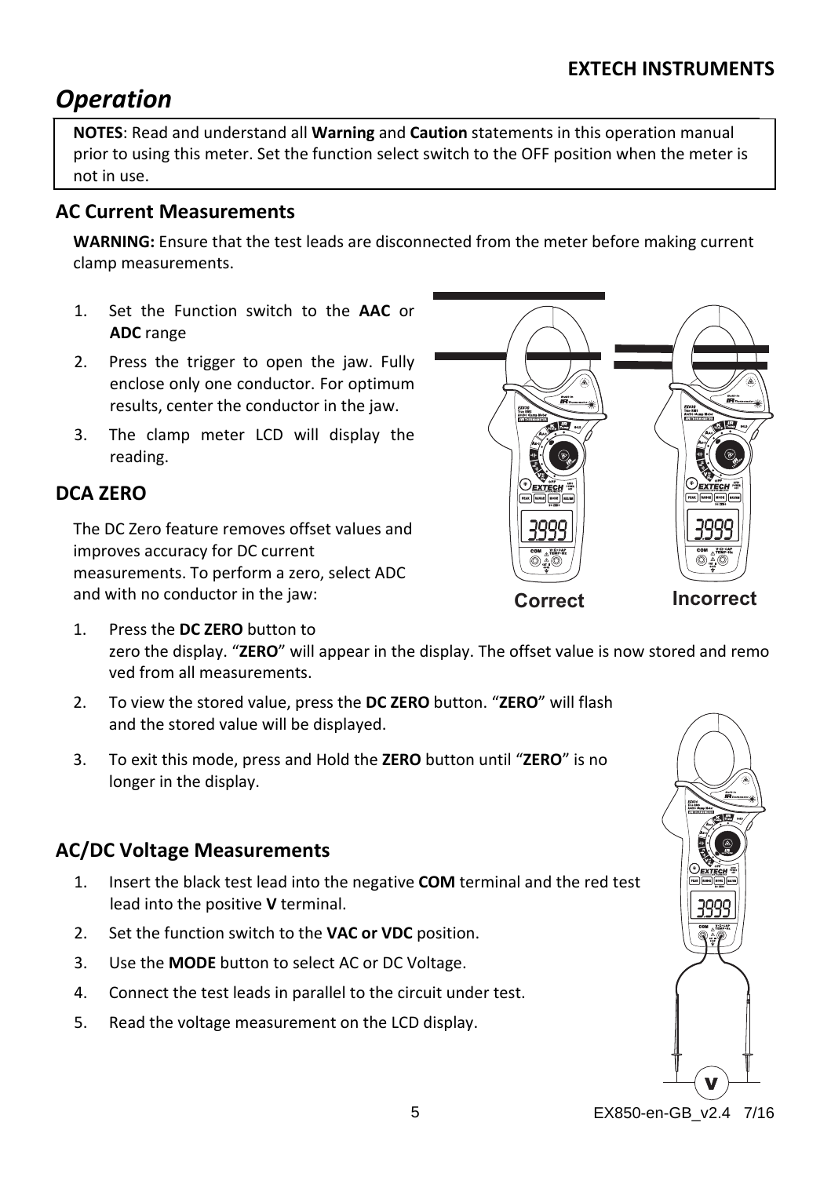# Operation

**NOTES**: Read and understand all **Warning** and **Caution** statements in this operation manual prior to using this meter. Set the function select switch to the OFF position when the meter is not in use.

## AC Current Measurements

**WARNING:** Ensure that the test leads are disconnected from the meter before making current clamp measurements.

1. Set the Function switch to the **AAC** or **ADC** range
2. Press the trigger to open the jaw. Fully enclose only one conductor. For optimum results, center the conductor in the jaw.
3. The clamp meter LCD will display the reading.

Correct Incorrect

## DCA ZERO

The DC Zero feature removes offset values and improves accuracy for DC current measurements. To perform a zero, select ADC and with no conductor in the jaw:

1. Press the **DC ZERO** button to zero the display. "**ZERO**" will appear in the display. The offset value is now stored and removed from all measurements.
2. To view the stored value, press the **DC ZERO** button. "**ZERO**" will flash and the stored value will be displayed.
3. To exit this mode, press and Hold the **ZERO** button until "**ZERO**" is no longer in the display.

## AC/DC Voltage Measurements

1. Insert the black test lead into the negative **COM** terminal and the red test lead into the positive **V** terminal.
2. Set the function switch to the **VAC or VDC** position.
3. Use the **MODE** button to select AC or DC Voltage.
4. Connect the test leads in parallel to the circuit under test.
5. Read the voltage measurement on the LCD display.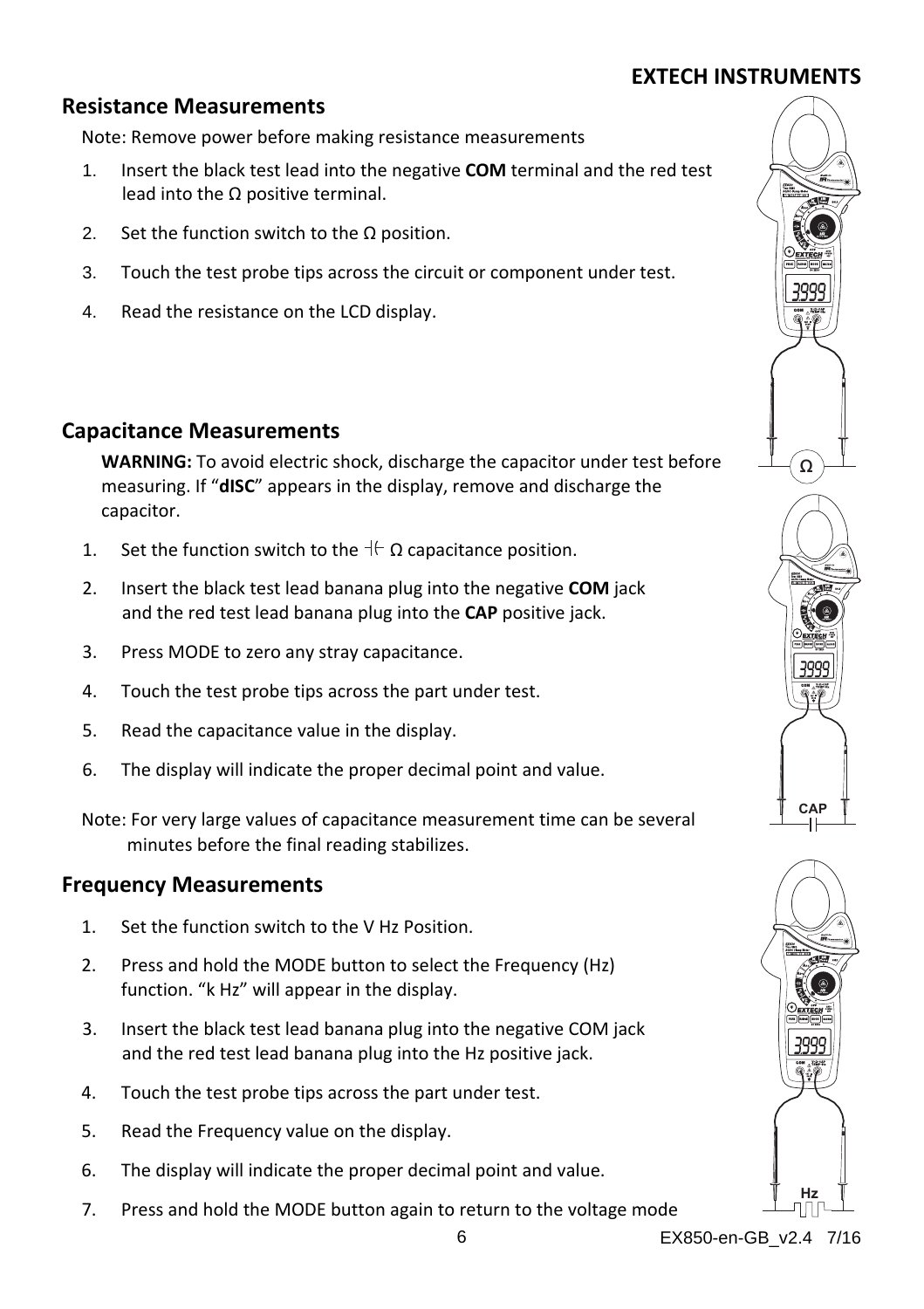## Resistance Measurements

Note: Remove power before making resistance measurements

1. Insert the black test lead into the negative **COM** terminal and the red test lead into the Ω positive terminal.
2. Set the function switch to the Ω position.
3. Touch the test probe tips across the circuit or component under test.
4. Read the resistance on the LCD display.

## Capacitance Measurements

**WARNING:** To avoid electric shock, discharge the capacitor under test before measuring. If "**dISC**" appears in the display, remove and discharge the capacitor.

1. Set the function switch to the ⊣⊢ Ω capacitance position.
2. Insert the black test lead banana plug into the negative **COM** jack and the red test lead banana plug into the **CAP** positive jack.
3. Press MODE to zero any stray capacitance.
4. Touch the test probe tips across the part under test.
5. Read the capacitance value in the display.
6. The display will indicate the proper decimal point and value.

Note: For very large values of capacitance measurement time can be several minutes before the final reading stabilizes.

## Frequency Measurements

1. Set the function switch to the V Hz Position.
2. Press and hold the MODE button to select the Frequency (Hz) function. "k Hz" will appear in the display.
3. Insert the black test lead banana plug into the negative COM jack and the red test lead banana plug into the Hz positive jack.
4. Touch the test probe tips across the part under test.
5. Read the Frequency value on the display.
6. The display will indicate the proper decimal point and value.
7. Press and hold the MODE button again to return to the voltage mode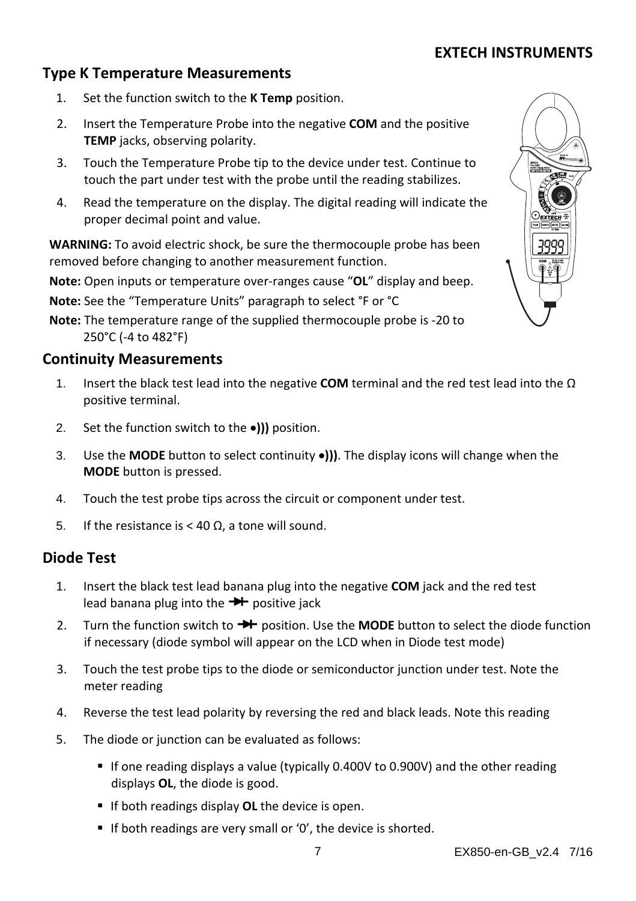## Type K Temperature Measurements

1. Set the function switch to the **K Temp** position.
2. Insert the Temperature Probe into the negative **COM** and the positive **TEMP** jacks, observing polarity.
3. Touch the Temperature Probe tip to the device under test. Continue to touch the part under test with the probe until the reading stabilizes.
4. Read the temperature on the display. The digital reading will indicate the proper decimal point and value.

**WARNING:** To avoid electric shock, be sure the thermocouple probe has been removed before changing to another measurement function.

**Note:** Open inputs or temperature over-ranges cause "**OL**" display and beep.

**Note:** See the "Temperature Units" paragraph to select °F or °C

**Note:** The temperature range of the supplied thermocouple probe is -20 to 250°C (-4 to 482°F)

## Continuity Measurements

1. Insert the black test lead into the negative **COM** terminal and the red test lead into the Ω positive terminal.
2. Set the function switch to the **•)))** position.
3. Use the **MODE** button to select continuity **•)))**. The display icons will change when the **MODE** button is pressed.
4. Touch the test probe tips across the circuit or component under test.
5. If the resistance is < 40 Ω, a tone will sound.

## Diode Test

1. Insert the black test lead banana plug into the negative **COM** jack and the red test lead banana plug into the ⊣⊢ positive jack
2. Turn the function switch to ⊣⊢ position. Use the **MODE** button to select the diode function if necessary (diode symbol will appear on the LCD when in Diode test mode)
3. Touch the test probe tips to the diode or semiconductor junction under test. Note the meter reading
4. Reverse the test lead polarity by reversing the red and black leads. Note this reading
5. The diode or junction can be evaluated as follows:
   - If one reading displays a value (typically 0.400V to 0.900V) and the other reading displays **OL**, the diode is good.
   - If both readings display **OL** the device is open.
   - If both readings are very small or '0', the device is shorted.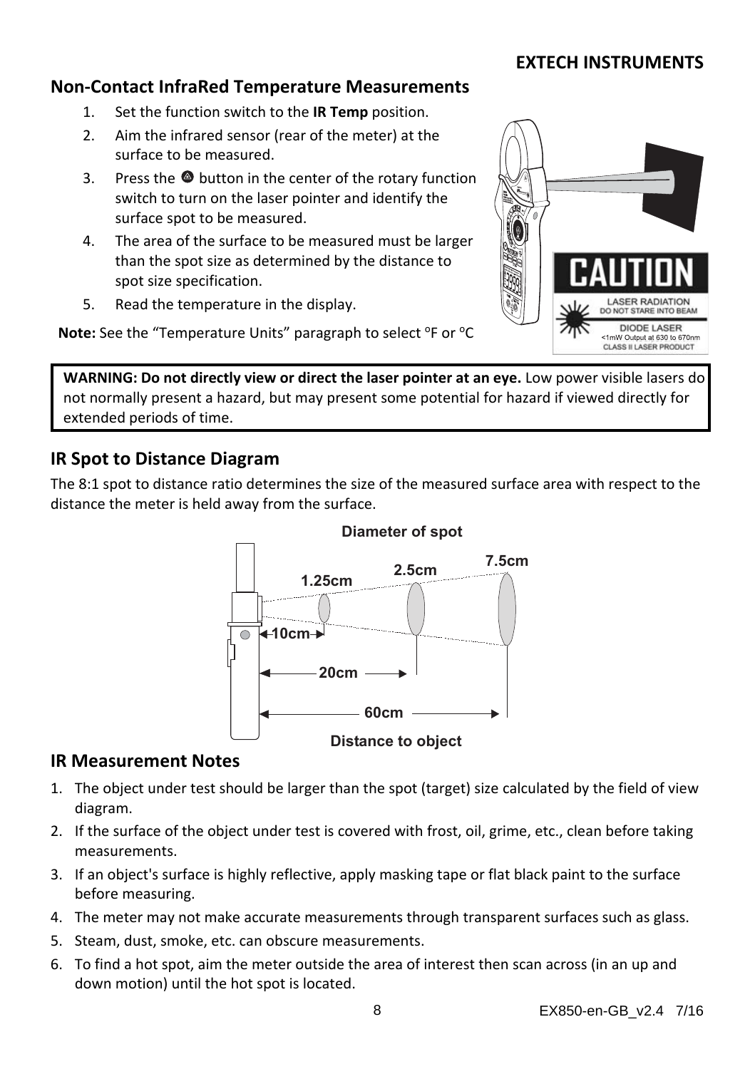## Non-Contact InfraRed Temperature Measurements

1. Set the function switch to the **IR Temp** position.
2. Aim the infrared sensor (rear of the meter) at the surface to be measured.
3. Press the button in the center of the rotary function switch to turn on the laser pointer and identify the surface spot to be measured.
4. The area of the surface to be measured must be larger than the spot size as determined by the distance to spot size specification.
5. Read the temperature in the display.

**Note:** See the “Temperature Units” paragraph to select °F or °C

**WARNING: Do not directly view or direct the laser pointer at an eye.** Low power visible lasers do not normally present a hazard, but may present some potential for hazard if viewed directly for extended periods of time.

## IR Spot to Distance Diagram

The 8:1 spot to distance ratio determines the size of the measured surface area with respect to the distance the meter is held away from the surface.

## IR Measurement Notes

1. The object under test should be larger than the spot (target) size calculated by the field of view diagram.
2. If the surface of the object under test is covered with frost, oil, grime, etc., clean before taking measurements.
3. If an object's surface is highly reflective, apply masking tape or flat black paint to the surface before measuring.
4. The meter may not make accurate measurements through transparent surfaces such as glass.
5. Steam, dust, smoke, etc. can obscure measurements.
6. To find a hot spot, aim the meter outside the area of interest then scan across (in an up and down motion) until the hot spot is located.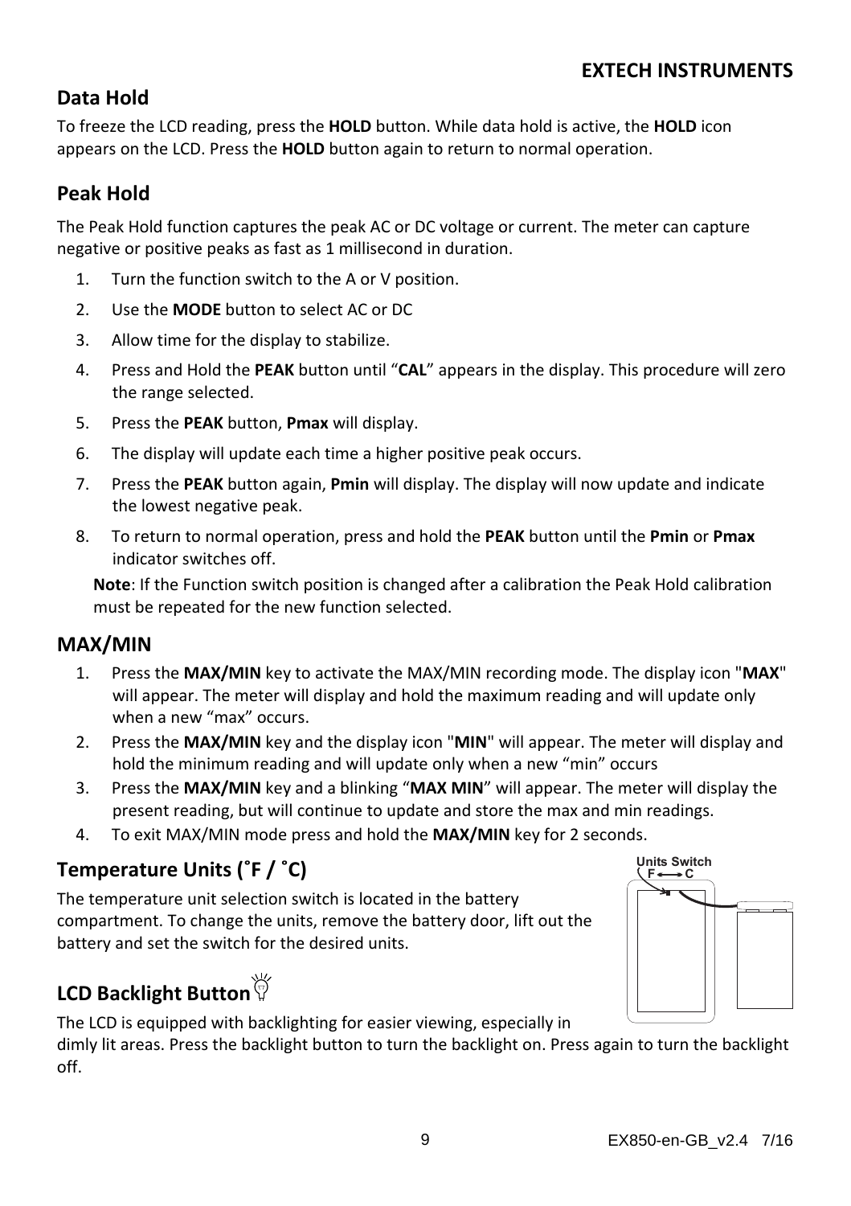## Data Hold

To freeze the LCD reading, press the **HOLD** button. While data hold is active, the **HOLD** icon appears on the LCD. Press the **HOLD** button again to return to normal operation.

## Peak Hold

The Peak Hold function captures the peak AC or DC voltage or current. The meter can capture negative or positive peaks as fast as 1 millisecond in duration.

1. Turn the function switch to the A or V position.
2. Use the **MODE** button to select AC or DC
3. Allow time for the display to stabilize.
4. Press and Hold the **PEAK** button until "**CAL**" appears in the display. This procedure will zero the range selected.
5. Press the **PEAK** button, **Pmax** will display.
6. The display will update each time a higher positive peak occurs.
7. Press the **PEAK** button again, **Pmin** will display. The display will now update and indicate the lowest negative peak.
8. To return to normal operation, press and hold the **PEAK** button until the **Pmin** or **Pmax** indicator switches off.

**Note**: If the Function switch position is changed after a calibration the Peak Hold calibration must be repeated for the new function selected.

## MAX/MIN

1. Press the **MAX/MIN** key to activate the MAX/MIN recording mode. The display icon "**MAX**" will appear. The meter will display and hold the maximum reading and will update only when a new "max" occurs.
2. Press the **MAX/MIN** key and the display icon "**MIN**" will appear. The meter will display and hold the minimum reading and will update only when a new "min" occurs
3. Press the **MAX/MIN** key and a blinking "**MAX MIN**" will appear. The meter will display the present reading, but will continue to update and store the max and min readings.
4. To exit MAX/MIN mode press and hold the **MAX/MIN** key for 2 seconds.

## Temperature Units (˚F / ˚C)

The temperature unit selection switch is located in the battery compartment. To change the units, remove the battery door, lift out the battery and set the switch for the desired units.

Units Switch
F ⟷ C

## LCD Backlight Button

The LCD is equipped with backlighting for easier viewing, especially in dimly lit areas. Press the backlight button to turn the backlight on. Press again to turn the backlight off.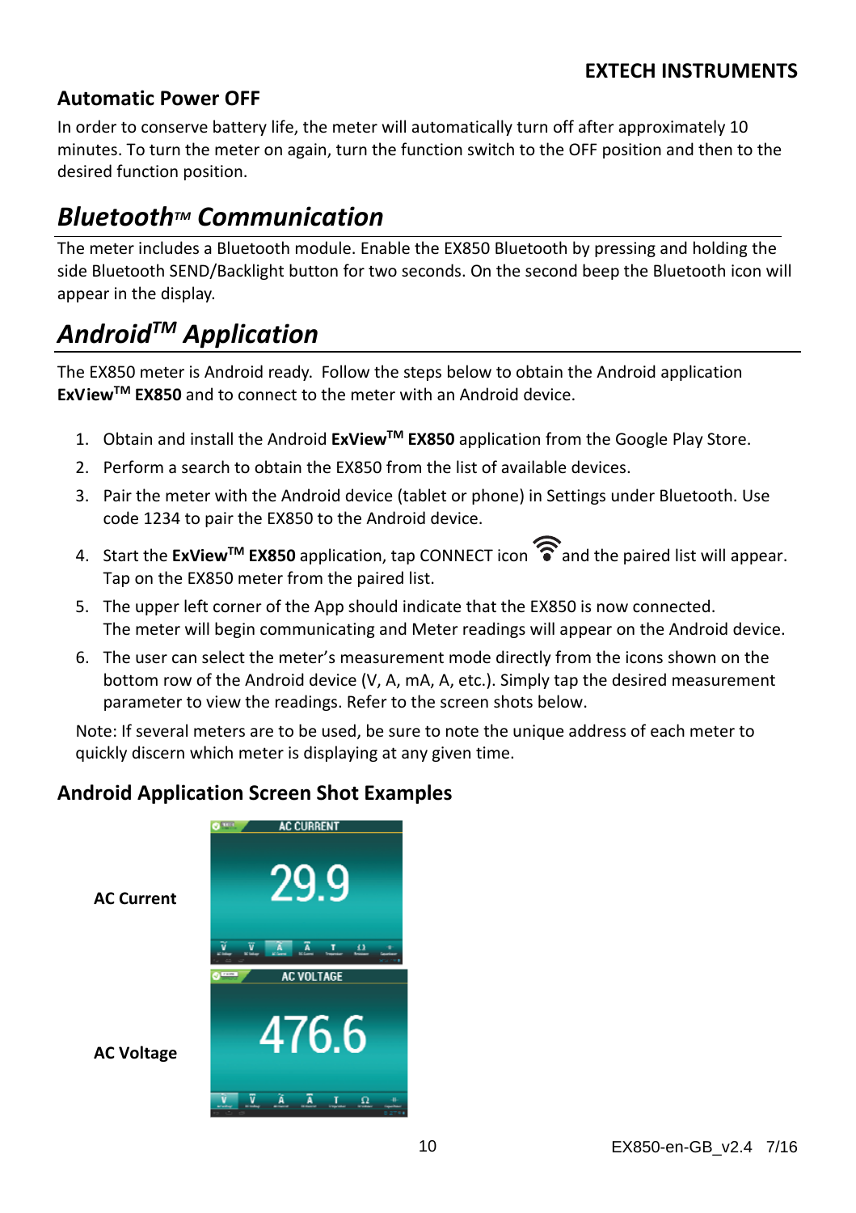## Automatic Power OFF

In order to conserve battery life, the meter will automatically turn off after approximately 10 minutes. To turn the meter on again, turn the function switch to the OFF position and then to the desired function position.

# *Bluetooth™ Communication*

The meter includes a Bluetooth module. Enable the EX850 Bluetooth by pressing and holding the side Bluetooth SEND/Backlight button for two seconds. On the second beep the Bluetooth icon will appear in the display.

# *Android™ Application*

The EX850 meter is Android ready. Follow the steps below to obtain the Android application **ExView™ EX850** and to connect to the meter with an Android device.

1. Obtain and install the Android **ExView™ EX850** application from the Google Play Store.
2. Perform a search to obtain the EX850 from the list of available devices.
3. Pair the meter with the Android device (tablet or phone) in Settings under Bluetooth. Use code 1234 to pair the EX850 to the Android device.
4. Start the **ExView™ EX850** application, tap CONNECT icon and the paired list will appear. Tap on the EX850 meter from the paired list.
5. The upper left corner of the App should indicate that the EX850 is now connected. The meter will begin communicating and Meter readings will appear on the Android device.
6. The user can select the meter's measurement mode directly from the icons shown on the bottom row of the Android device (V, A, mA, A, etc.). Simply tap the desired measurement parameter to view the readings. Refer to the screen shots below.

Note: If several meters are to be used, be sure to note the unique address of each meter to quickly discern which meter is displaying at any given time.

## Android Application Screen Shot Examples

**AC Current**

**AC Voltage**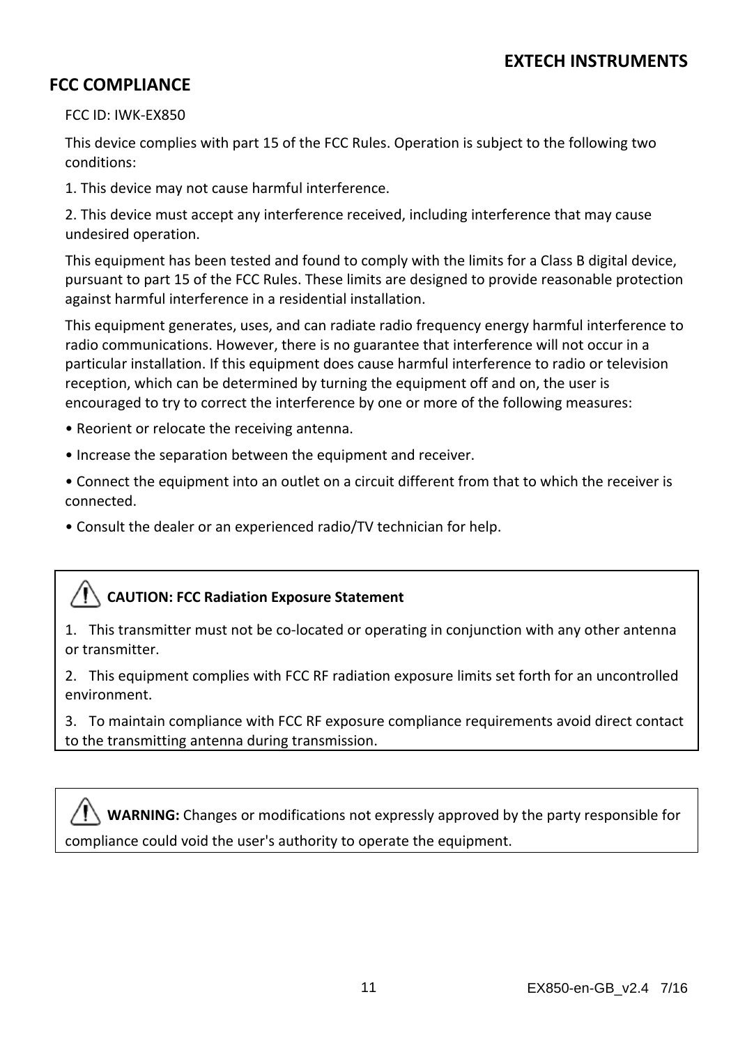## FCC COMPLIANCE

FCC ID: IWK-EX850

This device complies with part 15 of the FCC Rules. Operation is subject to the following two conditions:

1. This device may not cause harmful interference.

2. This device must accept any interference received, including interference that may cause undesired operation.

This equipment has been tested and found to comply with the limits for a Class B digital device, pursuant to part 15 of the FCC Rules. These limits are designed to provide reasonable protection against harmful interference in a residential installation.

This equipment generates, uses, and can radiate radio frequency energy harmful interference to radio communications. However, there is no guarantee that interference will not occur in a particular installation. If this equipment does cause harmful interference to radio or television reception, which can be determined by turning the equipment off and on, the user is encouraged to try to correct the interference by one or more of the following measures:

• Reorient or relocate the receiving antenna.

• Increase the separation between the equipment and receiver.

• Connect the equipment into an outlet on a circuit different from that to which the receiver is connected.

• Consult the dealer or an experienced radio/TV technician for help.

**CAUTION: FCC Radiation Exposure Statement**

1. This transmitter must not be co-located or operating in conjunction with any other antenna or transmitter.

2. This equipment complies with FCC RF radiation exposure limits set forth for an uncontrolled environment.

3. To maintain compliance with FCC RF exposure compliance requirements avoid direct contact to the transmitting antenna during transmission.

**WARNING:** Changes or modifications not expressly approved by the party responsible for compliance could void the user's authority to operate the equipment.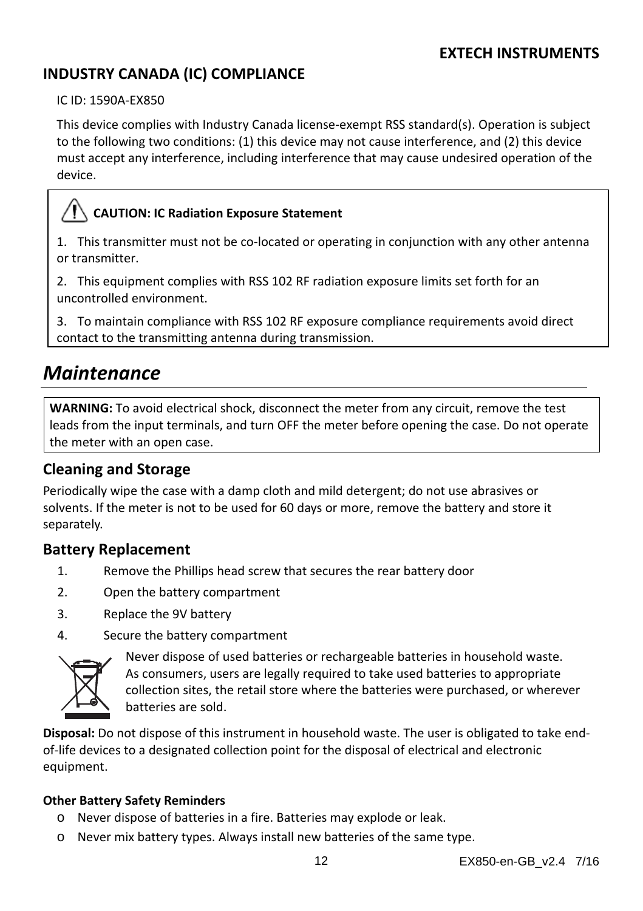## INDUSTRY CANADA (IC) COMPLIANCE

IC ID: 1590A-EX850

This device complies with Industry Canada license-exempt RSS standard(s). Operation is subject to the following two conditions: (1) this device may not cause interference, and (2) this device must accept any interference, including interference that may cause undesired operation of the device.

**CAUTION: IC Radiation Exposure Statement**

1. This transmitter must not be co-located or operating in conjunction with any other antenna or transmitter.

2. This equipment complies with RSS 102 RF radiation exposure limits set forth for an uncontrolled environment.

3. To maintain compliance with RSS 102 RF exposure compliance requirements avoid direct contact to the transmitting antenna during transmission.

# *Maintenance*

**WARNING:** To avoid electrical shock, disconnect the meter from any circuit, remove the test leads from the input terminals, and turn OFF the meter before opening the case. Do not operate the meter with an open case.

## Cleaning and Storage

Periodically wipe the case with a damp cloth and mild detergent; do not use abrasives or solvents. If the meter is not to be used for 60 days or more, remove the battery and store it separately.

## Battery Replacement

1. Remove the Phillips head screw that secures the rear battery door
2. Open the battery compartment
3. Replace the 9V battery
4. Secure the battery compartment

Never dispose of used batteries or rechargeable batteries in household waste. As consumers, users are legally required to take used batteries to appropriate collection sites, the retail store where the batteries were purchased, or wherever batteries are sold.

**Disposal:** Do not dispose of this instrument in household waste. The user is obligated to take end-of-life devices to a designated collection point for the disposal of electrical and electronic equipment.

**Other Battery Safety Reminders**

- Never dispose of batteries in a fire. Batteries may explode or leak.
- Never mix battery types. Always install new batteries of the same type.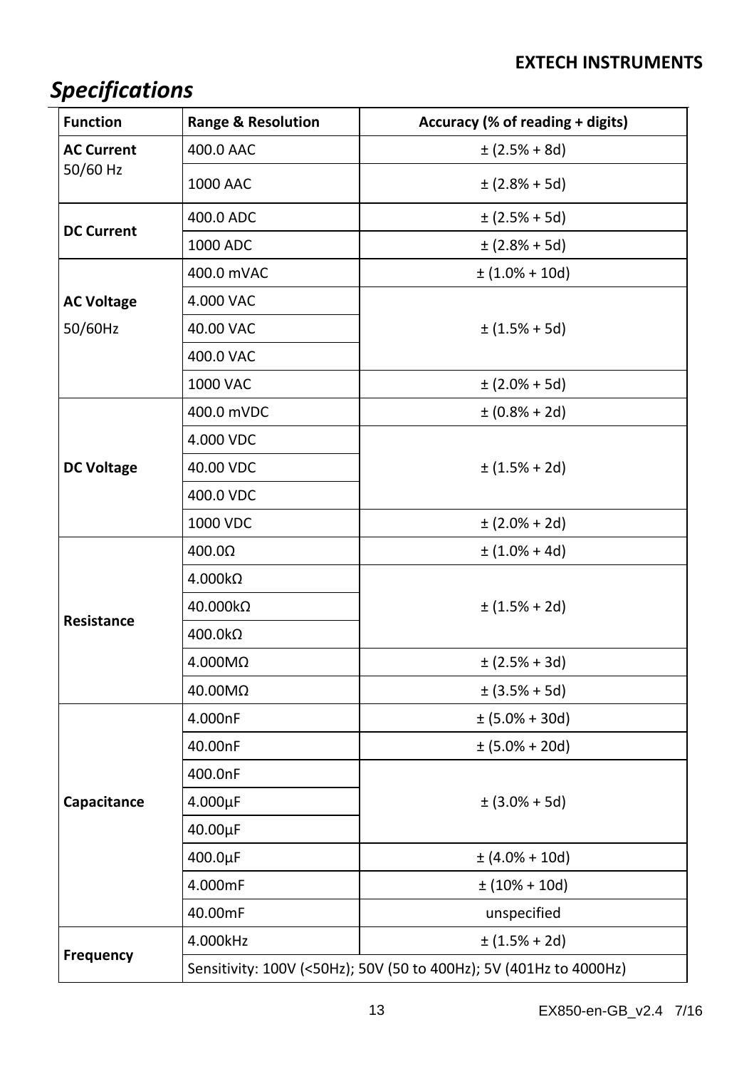## *Specifications*

| Function | Range & Resolution | Accuracy (% of reading + digits) |
|---|---|---|
| **AC Current** 50/60 Hz | 400.0 AAC | ± (2.5% + 8d) |
| | 1000 AAC | ± (2.8% + 5d) |
| **DC Current** | 400.0 ADC | ± (2.5% + 5d) |
| | 1000 ADC | ± (2.8% + 5d) |
| **AC Voltage** 50/60Hz | 400.0 mVAC | ± (1.0% + 10d) |
| | 4.000 VAC | ± (1.5% + 5d) |
| | 40.00 VAC | |
| | 400.0 VAC | |
| | 1000 VAC | ± (2.0% + 5d) |
| **DC Voltage** | 400.0 mVDC | ± (0.8% + 2d) |
| | 4.000 VDC | ± (1.5% + 2d) |
| | 40.00 VDC | |
| | 400.0 VDC | |
| | 1000 VDC | ± (2.0% + 2d) |
| **Resistance** | 400.0Ω | ± (1.0% + 4d) |
| | 4.000kΩ | ± (1.5% + 2d) |
| | 40.000kΩ | |
| | 400.0kΩ | |
| | 4.000MΩ | ± (2.5% + 3d) |
| | 40.00MΩ | ± (3.5% + 5d) |
| **Capacitance** | 4.000nF | ± (5.0% + 30d) |
| | 40.00nF | ± (5.0% + 20d) |
| | 400.0nF | ± (3.0% + 5d) |
| | 4.000µF | |
| | 40.00µF | |
| | 400.0µF | ± (4.0% + 10d) |
| | 4.000mF | ± (10% + 10d) |
| | 40.00mF | unspecified |
| **Frequency** | 4.000kHz | ± (1.5% + 2d) |
| | Sensitivity: 100V (<50Hz); 50V (50 to 400Hz); 5V (401Hz to 4000Hz) | |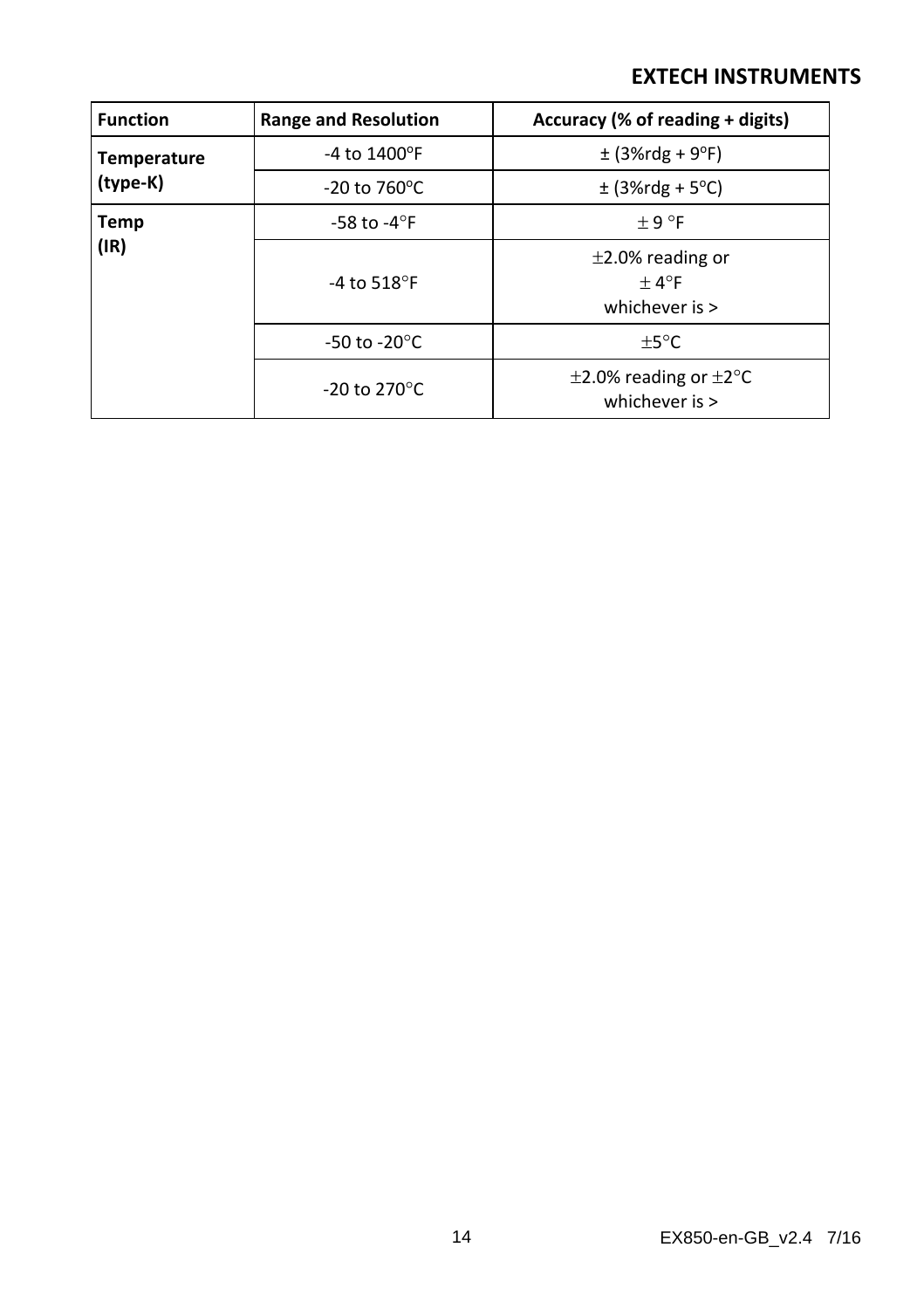| Function | Range and Resolution | Accuracy (% of reading + digits) |
|---|---|---|
| **Temperature (type-K)** | -4 to 1400°F | ± (3%rdg + 9°F) |
| | -20 to 760°C | ± (3%rdg + 5°C) |
| **Temp (IR)** | -58 to -4°F | ± 9 °F |
| | -4 to 518°F | ±2.0% reading or ± 4°F whichever is > |
| | -50 to -20°C | ±5°C |
| | -20 to 270°C | ±2.0% reading or ±2°C whichever is > |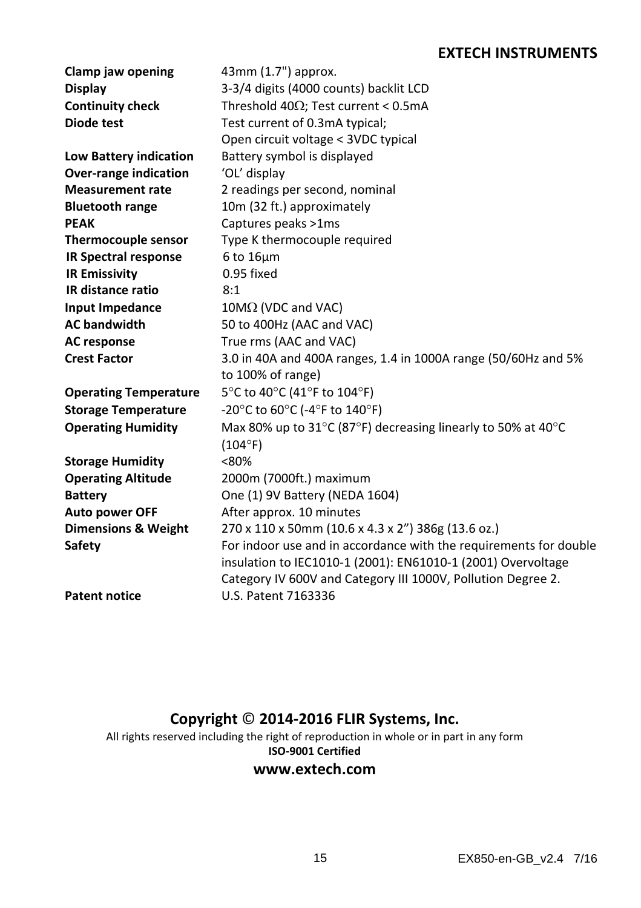| | |
|---|---|
| **Clamp jaw opening** | 43mm (1.7") approx. |
| **Display** | 3-3/4 digits (4000 counts) backlit LCD |
| **Continuity check** | Threshold 40Ω; Test current < 0.5mA |
| **Diode test** | Test current of 0.3mA typical; Open circuit voltage < 3VDC typical |
| **Low Battery indication** | Battery symbol is displayed |
| **Over-range indication** | 'OL' display |
| **Measurement rate** | 2 readings per second, nominal |
| **Bluetooth range** | 10m (32 ft.) approximately |
| **PEAK** | Captures peaks >1ms |
| **Thermocouple sensor** | Type K thermocouple required |
| **IR Spectral response** | 6 to 16µm |
| **IR Emissivity** | 0.95 fixed |
| **IR distance ratio** | 8:1 |
| **Input Impedance** | 10MΩ (VDC and VAC) |
| **AC bandwidth** | 50 to 400Hz (AAC and VAC) |
| **AC response** | True rms (AAC and VAC) |
| **Crest Factor** | 3.0 in 40A and 400A ranges, 1.4 in 1000A range (50/60Hz and 5% to 100% of range) |
| **Operating Temperature** | 5°C to 40°C (41°F to 104°F) |
| **Storage Temperature** | -20°C to 60°C (-4°F to 140°F) |
| **Operating Humidity** | Max 80% up to 31°C (87°F) decreasing linearly to 50% at 40°C (104°F) |
| **Storage Humidity** | <80% |
| **Operating Altitude** | 2000m (7000ft.) maximum |
| **Battery** | One (1) 9V Battery (NEDA 1604) |
| **Auto power OFF** | After approx. 10 minutes |
| **Dimensions & Weight** | 270 x 110 x 50mm (10.6 x 4.3 x 2") 386g (13.6 oz.) |
| **Safety** | For indoor use and in accordance with the requirements for double insulation to IEC1010-1 (2001): EN61010-1 (2001) Overvoltage Category IV 600V and Category III 1000V, Pollution Degree 2. |
| **Patent notice** | U.S. Patent 7163336 |

**Copyright © 2014-2016 FLIR Systems, Inc.**

All rights reserved including the right of reproduction in whole or in part in any form

**ISO-9001 Certified**

**www.extech.com**